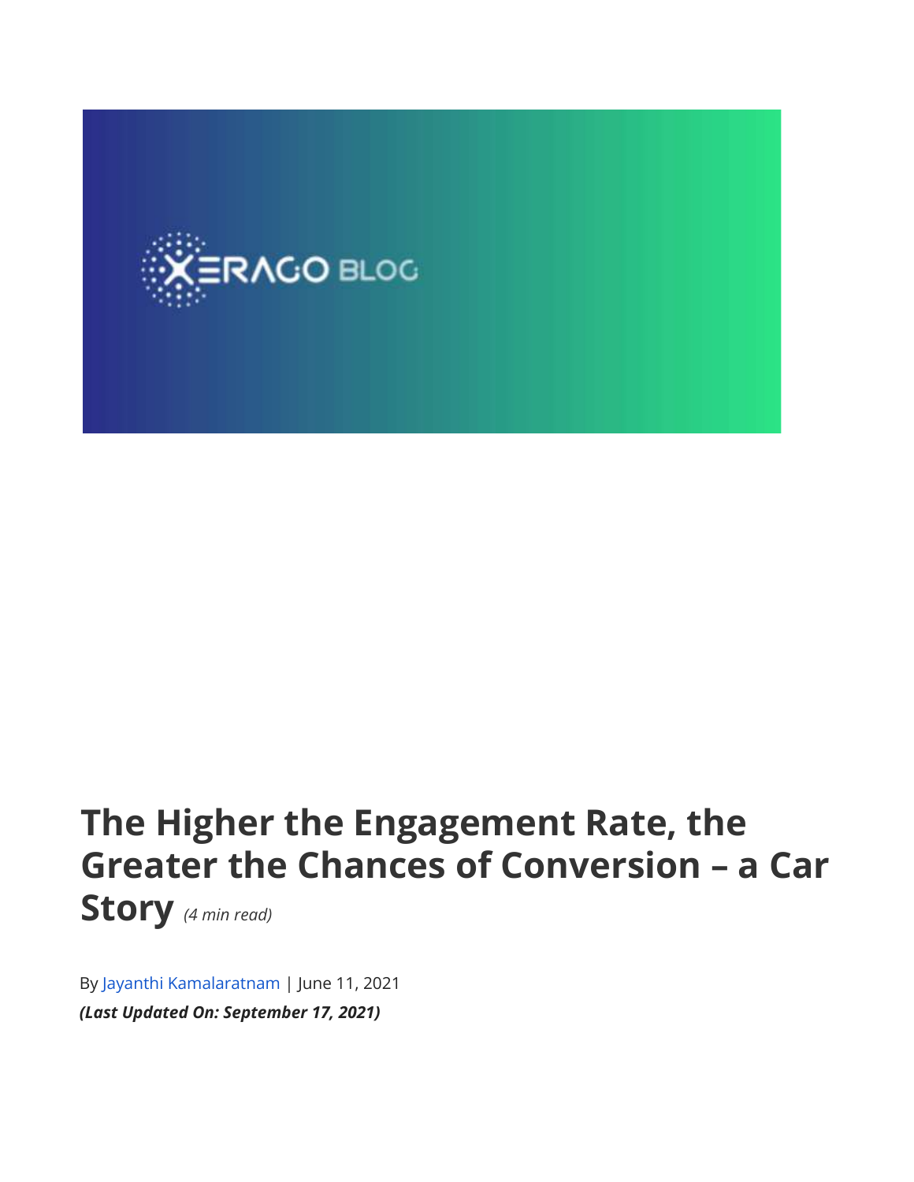# The Higher the Engagement Rate, the Greater the Chances of Conversion – a Car Story *(4 min read)*

By Jayanthi Kamalaratnam | June 11, 2021

***(Last Updated On: September 17, 2021)***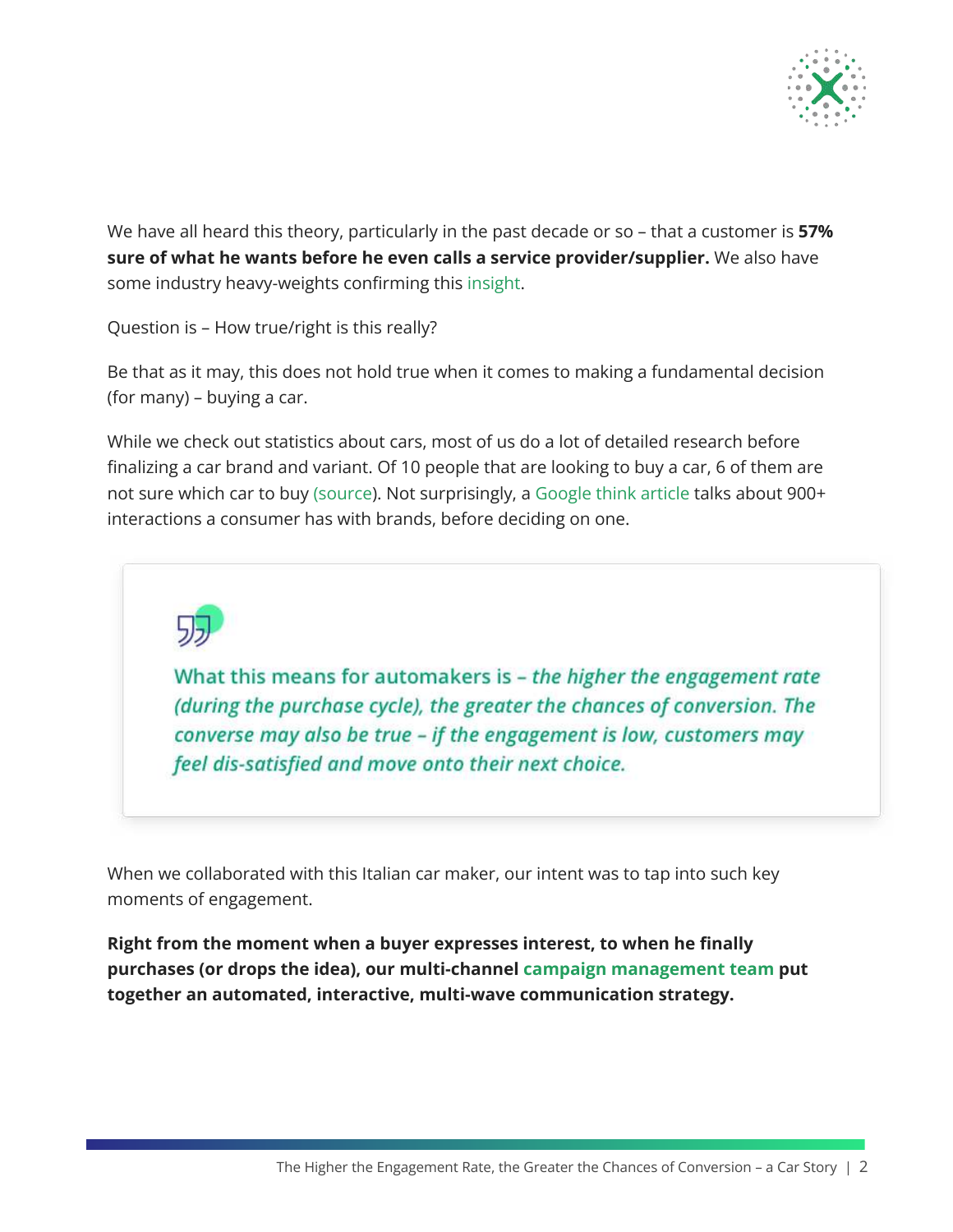We have all heard this theory, particularly in the past decade or so – that a customer is **57% sure of what he wants before he even calls a service provider/supplier.** We also have some industry heavy-weights confirming this insight.

Question is – How true/right is this really?

Be that as it may, this does not hold true when it comes to making a fundamental decision (for many) – buying a car.

While we check out statistics about cars, most of us do a lot of detailed research before finalizing a car brand and variant. Of 10 people that are looking to buy a car, 6 of them are not sure which car to buy (source). Not surprisingly, a Google think article talks about 900+ interactions a consumer has with brands, before deciding on one.

> What this means for automakers is – *the higher the engagement rate (during the purchase cycle), the greater the chances of conversion. The converse may also be true – if the engagement is low, customers may feel dis-satisfied and move onto their next choice.*

When we collaborated with this Italian car maker, our intent was to tap into such key moments of engagement.

**Right from the moment when a buyer expresses interest, to when he finally purchases (or drops the idea), our multi-channel campaign management team put together an automated, interactive, multi-wave communication strategy.**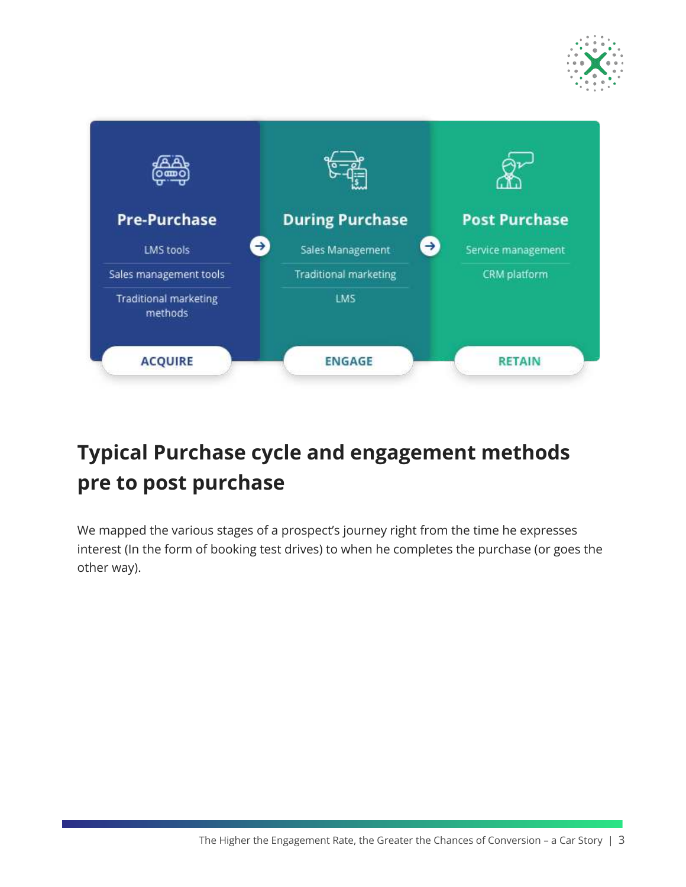## Pre-Purchase

- LMS tools
- Sales management tools
- Traditional marketing methods

**ACQUIRE**

## During Purchase

- Sales Management
- Traditional marketing
- LMS

**ENGAGE**

## Post Purchase

- Service management
- CRM platform

**RETAIN**

# Typical Purchase cycle and engagement methods pre to post purchase

We mapped the various stages of a prospect's journey right from the time he expresses interest (In the form of booking test drives) to when he completes the purchase (or goes the other way).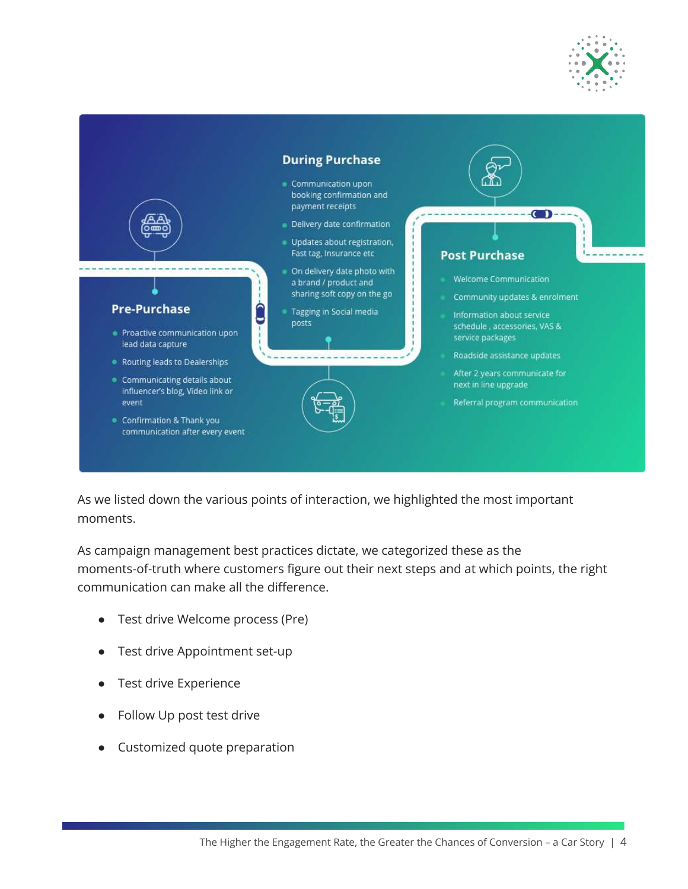### Pre-Purchase

- Proactive communication upon lead data capture
- Routing leads to Dealerships
- Communicating details about influencer's blog, Video link or event
- Confirmation & Thank you communication after every event

### During Purchase

- Communication upon booking confirmation and payment receipts
- Delivery date confirmation
- Updates about registration, Fast tag, Insurance etc
- On delivery date photo with a brand / product and sharing soft copy on the go
- Tagging in Social media posts

### Post Purchase

- Welcome Communication
- Community updates & enrolment
- Information about service schedule , accessories, VAS & service packages
- Roadside assistance updates
- After 2 years communicate for next in line upgrade
- Referral program communication

As we listed down the various points of interaction, we highlighted the most important moments.

As campaign management best practices dictate, we categorized these as the moments-of-truth where customers figure out their next steps and at which points, the right communication can make all the difference.

- Test drive Welcome process (Pre)
- Test drive Appointment set-up
- Test drive Experience
- Follow Up post test drive
- Customized quote preparation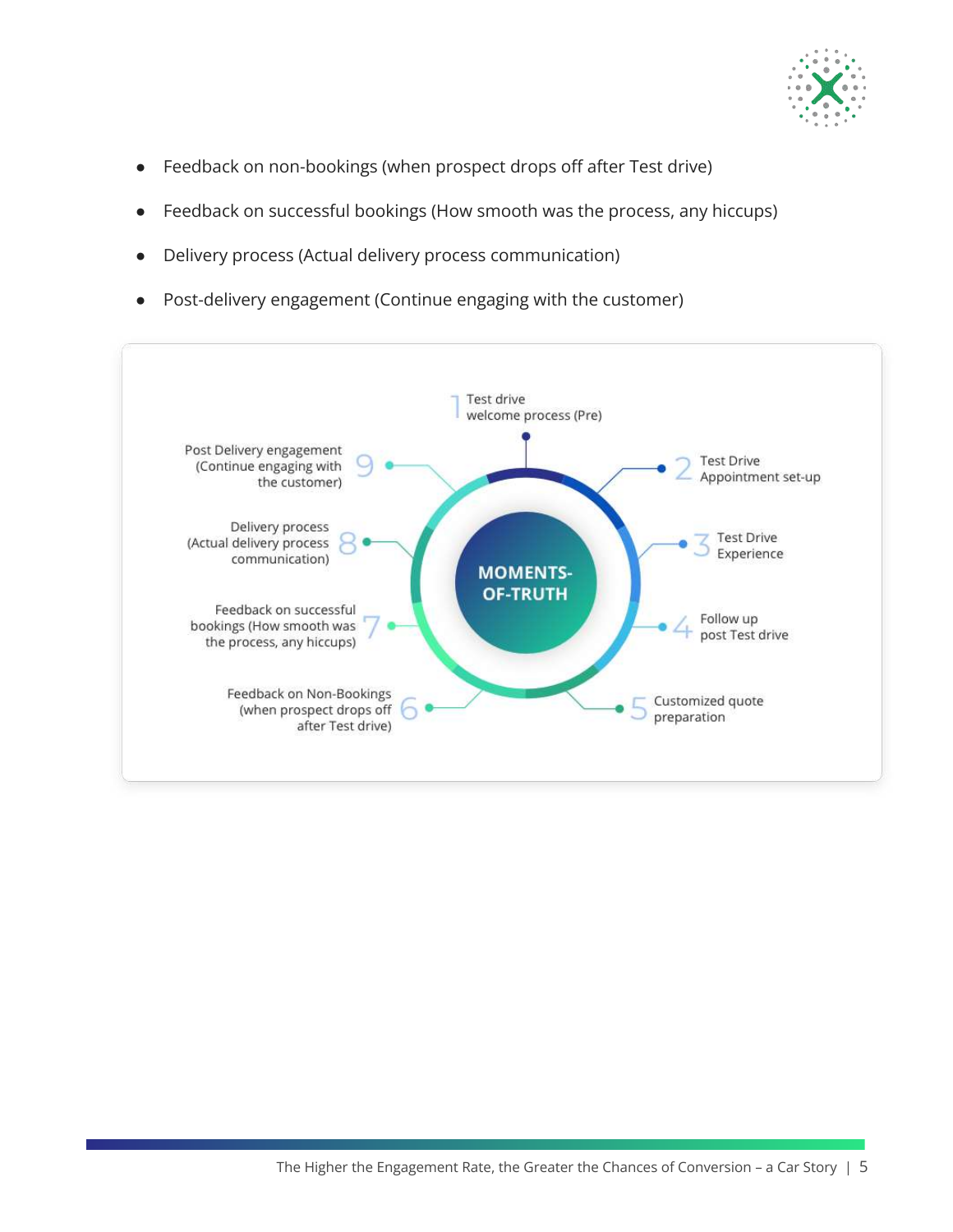- Feedback on non-bookings (when prospect drops off after Test drive)
- Feedback on successful bookings (How smooth was the process, any hiccups)
- Delivery process (Actual delivery process communication)
- Post-delivery engagement (Continue engaging with the customer)

**MOMENTS-OF-TRUTH**

1. Test drive welcome process (Pre)
2. Test Drive Appointment set-up
3. Test Drive Experience
4. Follow up post Test drive
5. Customized quote preparation
6. Feedback on Non-Bookings (when prospect drops off after Test drive)
7. Feedback on successful bookings (How smooth was the process, any hiccups)
8. Delivery process (Actual delivery process communication)
9. Post Delivery engagement (Continue engaging with the customer)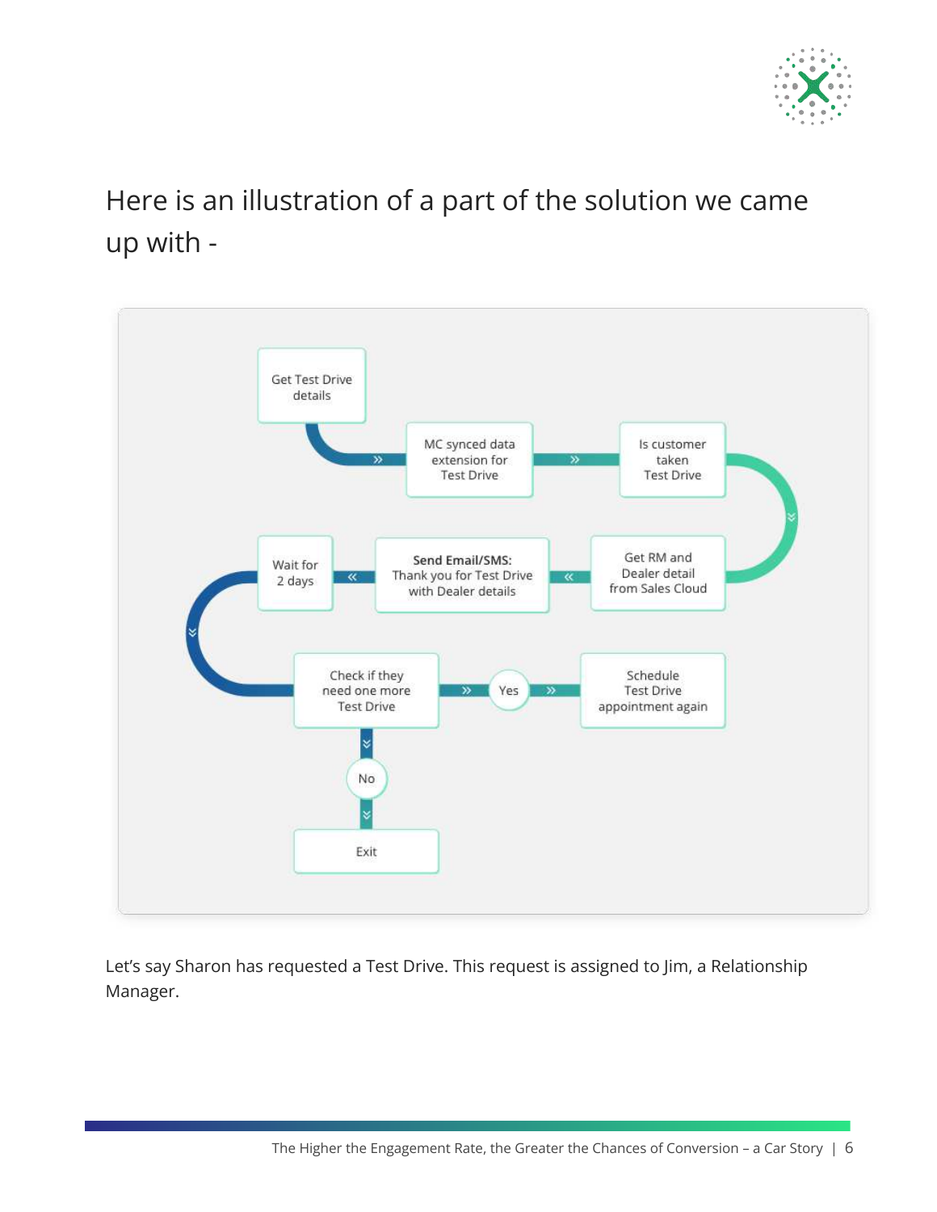Here is an illustration of a part of the solution we came up with -

Get Test Drive details → MC synced data extension for Test Drive → Is customer taken Test Drive → Get RM and Dealer detail from Sales Cloud → **Send Email/SMS:** Thank you for Test Drive with Dealer details → Wait for 2 days → Check if they need one more Test Drive → Yes → Schedule Test Drive appointment again

Check if they need one more Test Drive → No → Exit

Let's say Sharon has requested a Test Drive. This request is assigned to Jim, a Relationship Manager.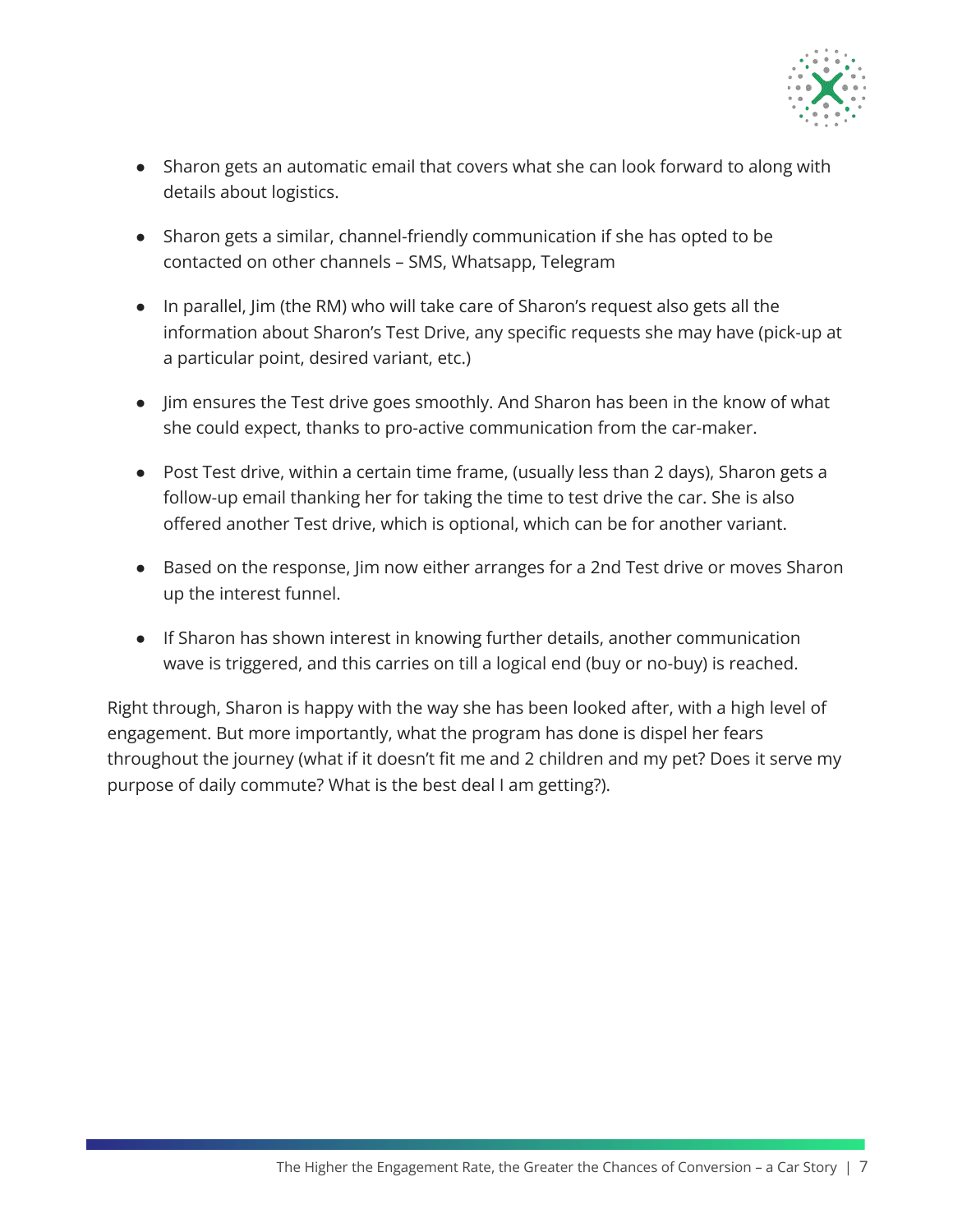- Sharon gets an automatic email that covers what she can look forward to along with details about logistics.
- Sharon gets a similar, channel-friendly communication if she has opted to be contacted on other channels – SMS, Whatsapp, Telegram
- In parallel, Jim (the RM) who will take care of Sharon's request also gets all the information about Sharon's Test Drive, any specific requests she may have (pick-up at a particular point, desired variant, etc.)
- Jim ensures the Test drive goes smoothly. And Sharon has been in the know of what she could expect, thanks to pro-active communication from the car-maker.
- Post Test drive, within a certain time frame, (usually less than 2 days), Sharon gets a follow-up email thanking her for taking the time to test drive the car. She is also offered another Test drive, which is optional, which can be for another variant.
- Based on the response, Jim now either arranges for a 2nd Test drive or moves Sharon up the interest funnel.
- If Sharon has shown interest in knowing further details, another communication wave is triggered, and this carries on till a logical end (buy or no-buy) is reached.

Right through, Sharon is happy with the way she has been looked after, with a high level of engagement. But more importantly, what the program has done is dispel her fears throughout the journey (what if it doesn't fit me and 2 children and my pet? Does it serve my purpose of daily commute? What is the best deal I am getting?).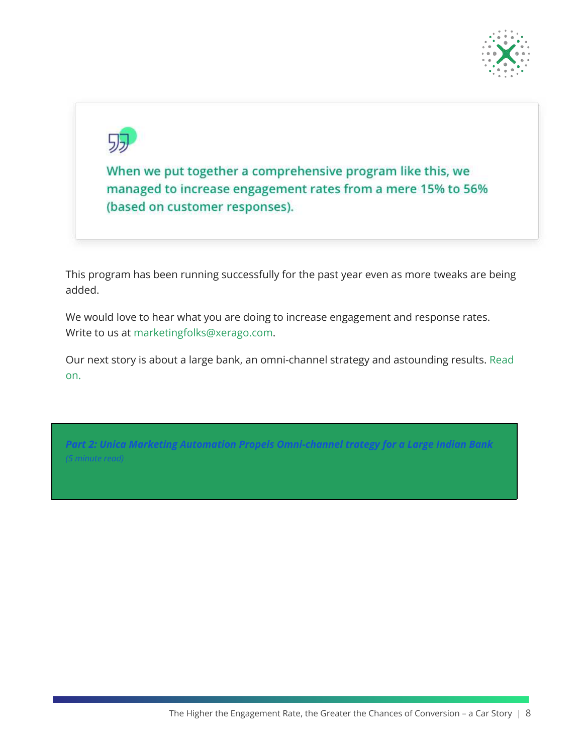> When we put together a comprehensive program like this, we managed to increase engagement rates from a mere 15% to 56% (based on customer responses).

This program has been running successfully for the past year even as more tweaks are being added.

We would love to hear what you are doing to increase engagement and response rates. Write to us at marketingfolks@xerago.com.

Our next story is about a large bank, an omni-channel strategy and astounding results. Read on.

***Part 2: Unica Marketing Automation Propels Omni-channel trategy for a Large Indian Bank***
*(5 minute read)*